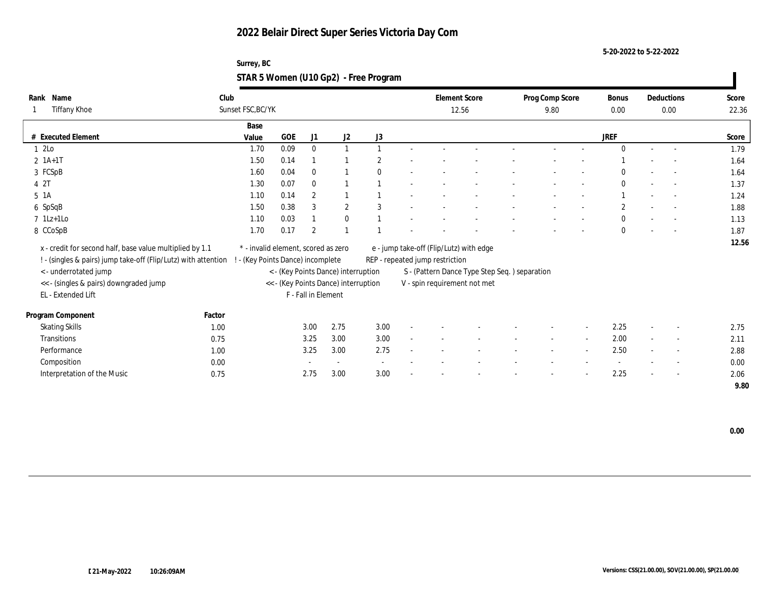# 2022 Belair Direct Super Series Victoria Day Com

5-20-2022 to 5-22-2022

Surrey, BC

## STAR 5 Women (U10 Gp2) - Free Program

| Rank | Name | Club | Element Score | Prog Comp Score | Bonus | Deductions | Score |
|---|---|---|---|---|---|---|---|
| 1 | Tiffany Khoe | Sunset FSC,BC/YK | 12.56 | 9.80 | 0.00 | 0.00 | 22.36 |

| # | Executed Element | Base Value | GOE | J1 | J2 | J3 | | | | | | | JREF | | | Score |
|---|---|---|---|---|---|---|---|---|---|---|---|---|---|---|---|---|
| 1 | 2Lo | 1.70 | 0.09 | 0 | 1 | 1 | - | - | - | - | - | - | 0 | - | - | 1.79 |
| 2 | 1A+1T | 1.50 | 0.14 | 1 | 1 | 2 | - | - | - | - | - | - | 1 | - | - | 1.64 |
| 3 | FCSpB | 1.60 | 0.04 | 0 | 1 | 0 | - | - | - | - | - | - | 0 | - | - | 1.64 |
| 4 | 2T | 1.30 | 0.07 | 0 | 1 | 1 | - | - | - | - | - | - | 0 | - | - | 1.37 |
| 5 | 1A | 1.10 | 0.14 | 2 | 1 | 1 | - | - | - | - | - | - | 1 | - | - | 1.24 |
| 6 | SpSqB | 1.50 | 0.38 | 3 | 2 | 3 | - | - | - | - | - | - | 2 | - | - | 1.88 |
| 7 | 1Lz+1Lo | 1.10 | 0.03 | 1 | 0 | 1 | - | - | - | - | - | - | 0 | - | - | 1.13 |
| 8 | CCoSpB | 1.70 | 0.17 | 2 | 1 | 1 | - | - | - | - | - | - | 0 | - | - | 1.87 |
| | | | | | | | | | | | | | | | | 12.56 |

x - credit for second half, base value multiplied by 1.1
! - (singles & pairs) jump take-off (Flip/Lutz) with attention
< - underrotated jump
<< - (singles & pairs) downgraded jump
EL - Extended Lift
* - invalid element, scored as zero
! - (Key Points Dance) incomplete
< - (Key Points Dance) interruption
<< - (Key Points Dance) interruption
F - Fall in Element
e - jump take-off (Flip/Lutz) with edge
REP - repeated jump restriction
S - (Pattern Dance Type Step Seq. ) separation
V - spin requirement not met

| Program Component | Factor | J1 | J2 | J3 | | | | | | | JREF | | | Score |
|---|---|---|---|---|---|---|---|---|---|---|---|---|---|---|
| Skating Skills | 1.00 | 3.00 | 2.75 | 3.00 | - | - | - | - | - | - | 2.25 | - | - | 2.75 |
| Transitions | 0.75 | 3.25 | 3.00 | 3.00 | - | - | - | - | - | - | 2.00 | - | - | 2.11 |
| Performance | 1.00 | 3.25 | 3.00 | 2.75 | - | - | - | - | - | - | 2.50 | - | - | 2.88 |
| Composition | 0.00 | - | - | - | - | - | - | - | - | - | - | - | - | 0.00 |
| Interpretation of the Music | 0.75 | 2.75 | 3.00 | 3.00 | - | - | - | - | - | - | 2.25 | - | - | 2.06 |
| | | | | | | | | | | | | | | 9.80 |

0.00

21-May-2022 10:26:09AM

Versions: CSS(21.00.00), SOV(21.00.00), SP(21.00.00)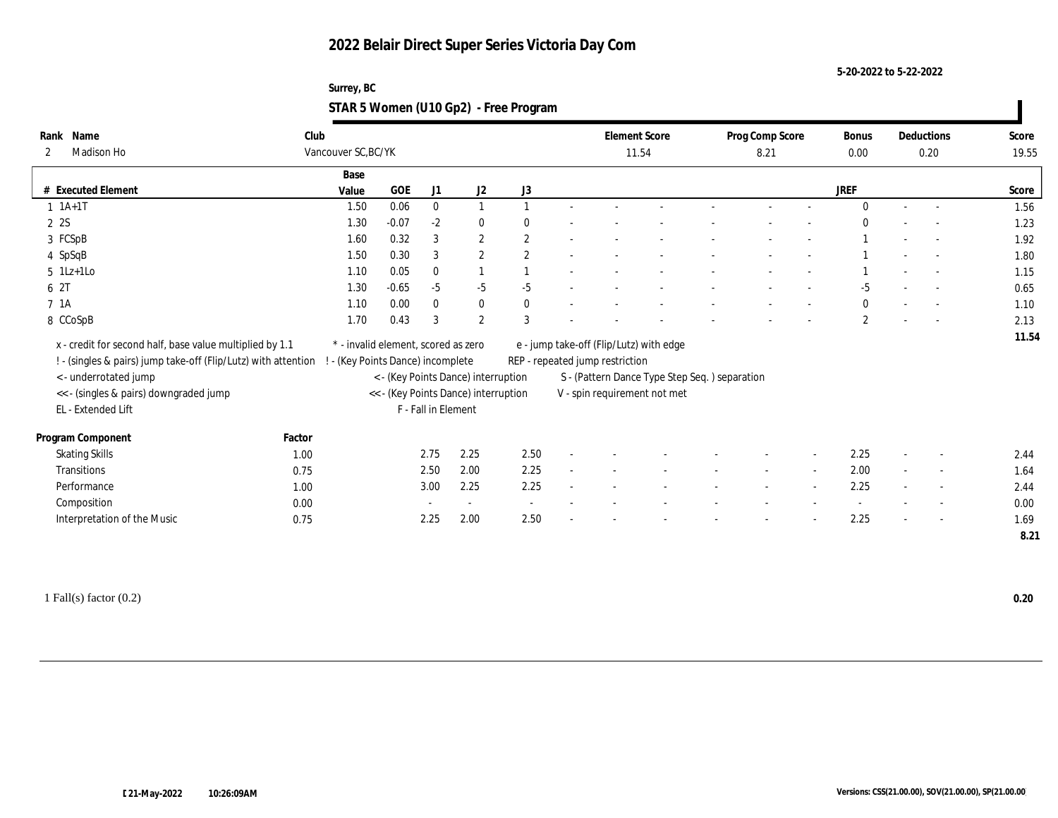# 2022 Belair Direct Super Series Victoria Day Com

5-20-2022 to 5-22-2022

Surrey, BC

## STAR 5 Women (U10 Gp2) - Free Program

| Rank | Name | Club | Element Score | Prog Comp Score | Bonus | Deductions | Score |
|---|---|---|---|---|---|---|---|
| 2 | Madison Ho | Vancouver SC,BC/YK | 11.54 | 8.21 | 0.00 | 0.20 | 19.55 |

| # | Executed Element | Base Value | GOE | J1 | J2 | J3 | | | | | | | | | JREF | | | Score |
|---|---|---|---|---|---|---|---|---|---|---|---|---|---|---|---|---|---|---|
| 1 | 1A+1T | 1.50 | 0.06 | 0 | 1 | 1 | - | - | - | - | - | - | - | - | 0 | - | - | 1.56 |
| 2 | 2S | 1.30 | -0.07 | -2 | 0 | 0 | - | - | - | - | - | - | - | - | 0 | - | - | 1.23 |
| 3 | FCSpB | 1.60 | 0.32 | 3 | 2 | 2 | - | - | - | - | - | - | - | - | 1 | - | - | 1.92 |
| 4 | SpSqB | 1.50 | 0.30 | 3 | 2 | 2 | - | - | - | - | - | - | - | - | 1 | - | - | 1.80 |
| 5 | 1Lz+1Lo | 1.10 | 0.05 | 0 | 1 | 1 | - | - | - | - | - | - | - | - | 1 | - | - | 1.15 |
| 6 | 2T | 1.30 | -0.65 | -5 | -5 | -5 | - | - | - | - | - | - | - | - | -5 | - | - | 0.65 |
| 7 | 1A | 1.10 | 0.00 | 0 | 0 | 0 | - | - | - | - | - | - | - | - | 0 | - | - | 1.10 |
| 8 | CCoSpB | 1.70 | 0.43 | 3 | 2 | 3 | - | - | - | - | - | - | - | - | 2 | - | - | 2.13 |
| | | | | | | | | | | | | | | | | | | 11.54 |

x - credit for second half, base value multiplied by 1.1
! - (singles & pairs) jump take-off (Flip/Lutz) with attention
< - underrotated jump
<< - (singles & pairs) downgraded jump
EL - Extended Lift
\* - invalid element, scored as zero
! - (Key Points Dance) incomplete
< - (Key Points Dance) interruption
<< - (Key Points Dance) interruption
F - Fall in Element
e - jump take-off (Flip/Lutz) with edge
REP - repeated jump restriction
S - (Pattern Dance Type Step Seq. ) separation
V - spin requirement not met

| Program Component | Factor | J1 | J2 | J3 | | | | | | | | | JREF | | | Score |
|---|---|---|---|---|---|---|---|---|---|---|---|---|---|---|---|---|
| Skating Skills | 1.00 | 2.75 | 2.25 | 2.50 | - | - | - | - | - | - | - | - | 2.25 | - | - | 2.44 |
| Transitions | 0.75 | 2.50 | 2.00 | 2.25 | - | - | - | - | - | - | - | - | 2.00 | - | - | 1.64 |
| Performance | 1.00 | 3.00 | 2.25 | 2.25 | - | - | - | - | - | - | - | - | 2.25 | - | - | 2.44 |
| Composition | 0.00 | - | - | - | - | - | - | - | - | - | - | - | - | - | - | 0.00 |
| Interpretation of the Music | 0.75 | 2.25 | 2.00 | 2.50 | - | - | - | - | - | - | - | - | 2.25 | - | - | 1.69 |
| | | | | | | | | | | | | | | | | 8.21 |

1 Fall(s) factor (0.2) **0.20**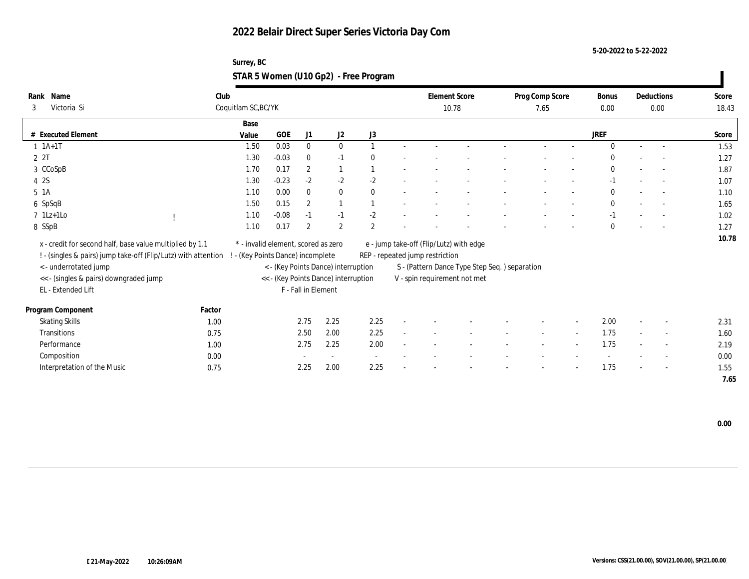# 2022 Belair Direct Super Series Victoria Day Com

5-20-2022 to 5-22-2022

Surrey, BC

## STAR 5 Women (U10 Gp2) - Free Program

| Rank | Name | Club | Element Score | Prog Comp Score | Bonus | Deductions | Score |
|---|---|---|---|---|---|---|---|
| 3 | Victoria Si | Coquitlam SC,BC/YK | 10.78 | 7.65 | 0.00 | 0.00 | 18.43 |

| # | Executed Element | | Base Value | GOE | J1 | J2 | J3 | | | | | | | JREF | | | Score |
|---|---|---|---|---|---|---|---|---|---|---|---|---|---|---|---|---|---|
| 1 | 1A+1T | | 1.50 | 0.03 | 0 | 0 | 1 | - | - | - | - | - | - | 0 | - | - | 1.53 |
| 2 | 2T | | 1.30 | -0.03 | 0 | -1 | 0 | - | - | - | - | - | - | 0 | - | - | 1.27 |
| 3 | CCoSpB | | 1.70 | 0.17 | 2 | 1 | 1 | - | - | - | - | - | - | 0 | - | - | 1.87 |
| 4 | 2S | | 1.30 | -0.23 | -2 | -2 | -2 | - | - | - | - | - | - | -1 | - | - | 1.07 |
| 5 | 1A | | 1.10 | 0.00 | 0 | 0 | 0 | - | - | - | - | - | - | 0 | - | - | 1.10 |
| 6 | SpSqB | | 1.50 | 0.15 | 2 | 1 | 1 | - | - | - | - | - | - | 0 | - | - | 1.65 |
| 7 | 1Lz+1Lo | ! | 1.10 | -0.08 | -1 | -1 | -2 | - | - | - | - | - | - | -1 | - | - | 1.02 |
| 8 | SSpB | | 1.10 | 0.17 | 2 | 2 | 2 | - | - | - | - | - | - | 0 | - | - | 1.27 |
| | | | | | | | | | | | | | | | | | 10.78 |

x - credit for second half, base value multiplied by 1.1
! - (singles & pairs) jump take-off (Flip/Lutz) with attention
< - underrotated jump
<< - (singles & pairs) downgraded jump
EL - Extended Lift
\* - invalid element, scored as zero
! - (Key Points Dance) incomplete
< - (Key Points Dance) interruption
<< - (Key Points Dance) interruption
F - Fall in Element
e - jump take-off (Flip/Lutz) with edge
REP - repeated jump restriction
S - (Pattern Dance Type Step Seq. ) separation
V - spin requirement not met

| Program Component | Factor | J1 | J2 | J3 | | | | | | | JREF | | | Score |
|---|---|---|---|---|---|---|---|---|---|---|---|---|---|---|
| Skating Skills | 1.00 | 2.75 | 2.25 | 2.25 | - | - | - | - | - | - | 2.00 | - | - | 2.31 |
| Transitions | 0.75 | 2.50 | 2.00 | 2.25 | - | - | - | - | - | - | 1.75 | - | - | 1.60 |
| Performance | 1.00 | 2.75 | 2.25 | 2.00 | - | - | - | - | - | - | 1.75 | - | - | 2.19 |
| Composition | 0.00 | - | - | - | - | - | - | - | - | - | - | - | - | 0.00 |
| Interpretation of the Music | 0.75 | 2.25 | 2.00 | 2.25 | - | - | - | - | - | - | 1.75 | - | - | 1.55 |
| | | | | | | | | | | | | | | 7.65 |

0.00

21-May-2022 10:26:09AM

Versions: CSS(21.00.00), SOV(21.00.00), SP(21.00.00)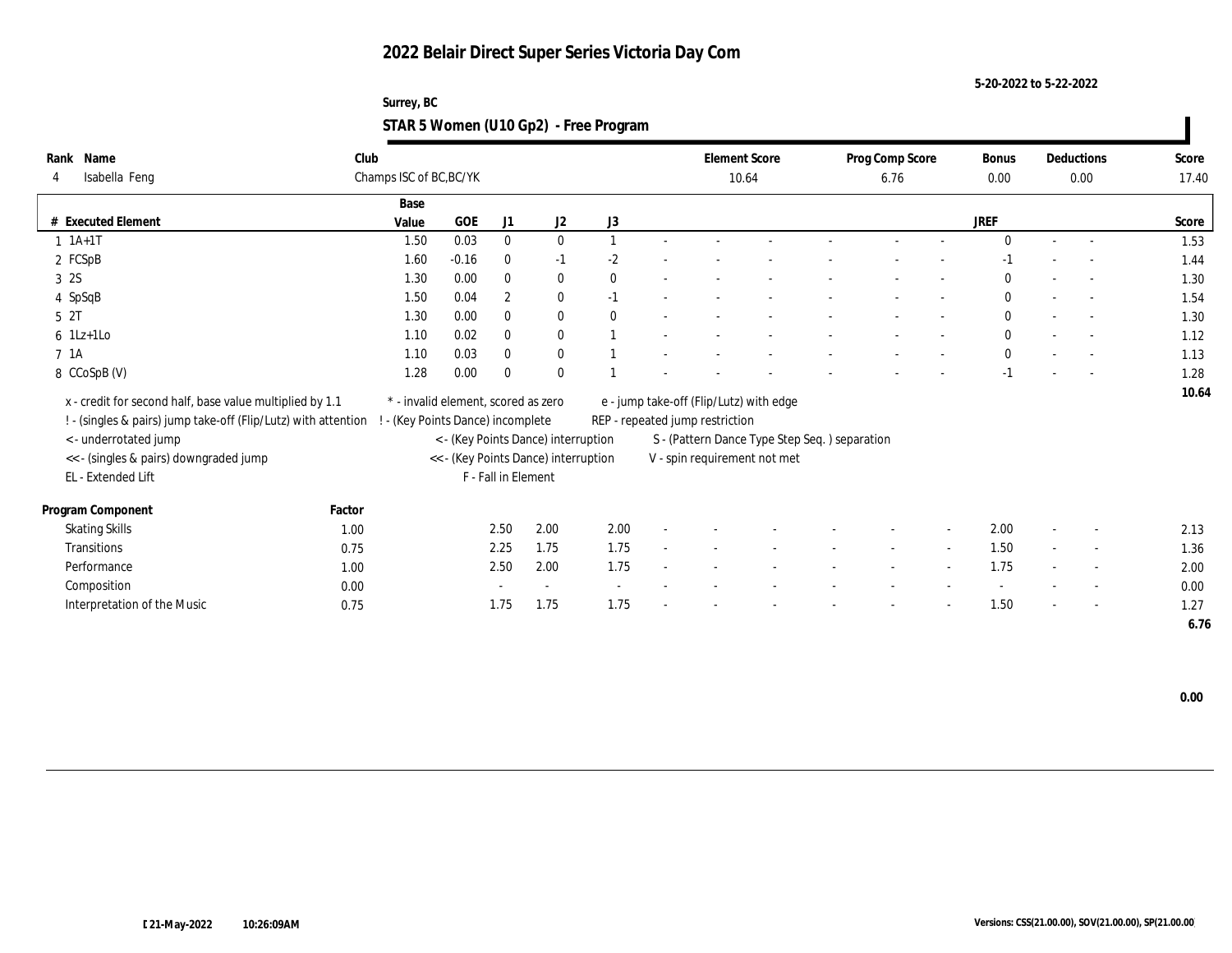# 2022 Belair Direct Super Series Victoria Day Com

5-20-2022 to 5-22-2022

Surrey, BC

## STAR 5 Women (U10 Gp2) - Free Program

| Rank | Name | Club | Element Score | Prog Comp Score | Bonus | Deductions | Score |
|---|---|---|---|---|---|---|---|
| 4 | Isabella Feng | Champs ISC of BC,BC/YK | 10.64 | 6.76 | 0.00 | 0.00 | 17.40 |

| # | Executed Element | Base Value | GOE | J1 | J2 | J3 | | | | | | | | JREF | | | Score |
|---|---|---|---|---|---|---|---|---|---|---|---|---|---|---|---|---|---|
| 1 | 1A+1T | 1.50 | 0.03 | 0 | 0 | 1 | - | - | - | - | - | - | - | 0 | - | - | 1.53 |
| 2 | FCSpB | 1.60 | -0.16 | 0 | -1 | -2 | - | - | - | - | - | - | - | -1 | - | - | 1.44 |
| 3 | 2S | 1.30 | 0.00 | 0 | 0 | 0 | - | - | - | - | - | - | - | 0 | - | - | 1.30 |
| 4 | SpSqB | 1.50 | 0.04 | 2 | 0 | -1 | - | - | - | - | - | - | - | 0 | - | - | 1.54 |
| 5 | 2T | 1.30 | 0.00 | 0 | 0 | 0 | - | - | - | - | - | - | - | 0 | - | - | 1.30 |
| 6 | 1Lz+1Lo | 1.10 | 0.02 | 0 | 0 | 1 | - | - | - | - | - | - | - | 0 | - | - | 1.12 |
| 7 | 1A | 1.10 | 0.03 | 0 | 0 | 1 | - | - | - | - | - | - | - | 0 | - | - | 1.13 |
| 8 | CCoSpB (V) | 1.28 | 0.00 | 0 | 0 | 1 | - | - | - | - | - | - | - | -1 | - | - | 1.28 |
| | | | | | | | | | | | | | | | | | 10.64 |

x - credit for second half, base value multiplied by 1.1
! - (singles & pairs) jump take-off (Flip/Lutz) with attention
< - underrotated jump
<< - (singles & pairs) downgraded jump
EL - Extended Lift
\* - invalid element, scored as zero
! - (Key Points Dance) incomplete
< - (Key Points Dance) interruption
<< - (Key Points Dance) interruption
F - Fall in Element
e - jump take-off (Flip/Lutz) with edge
REP - repeated jump restriction
S - (Pattern Dance Type Step Seq. ) separation
V - spin requirement not met

| Program Component | Factor | J1 | J2 | J3 | | | | | | | | JREF | | | Score |
|---|---|---|---|---|---|---|---|---|---|---|---|---|---|---|---|
| Skating Skills | 1.00 | 2.50 | 2.00 | 2.00 | - | - | - | - | - | - | - | 2.00 | - | - | 2.13 |
| Transitions | 0.75 | 2.25 | 1.75 | 1.75 | - | - | - | - | - | - | - | 1.50 | - | - | 1.36 |
| Performance | 1.00 | 2.50 | 2.00 | 1.75 | - | - | - | - | - | - | - | 1.75 | - | - | 2.00 |
| Composition | 0.00 | - | - | - | - | - | - | - | - | - | - | - | - | - | 0.00 |
| Interpretation of the Music | 0.75 | 1.75 | 1.75 | 1.75 | - | - | - | - | - | - | - | 1.50 | - | - | 1.27 |
| | | | | | | | | | | | | | | | 6.76 |

0.00

21-May-2022 10:26:09AM

Versions: CSS(21.00.00), SOV(21.00.00), SP(21.00.00)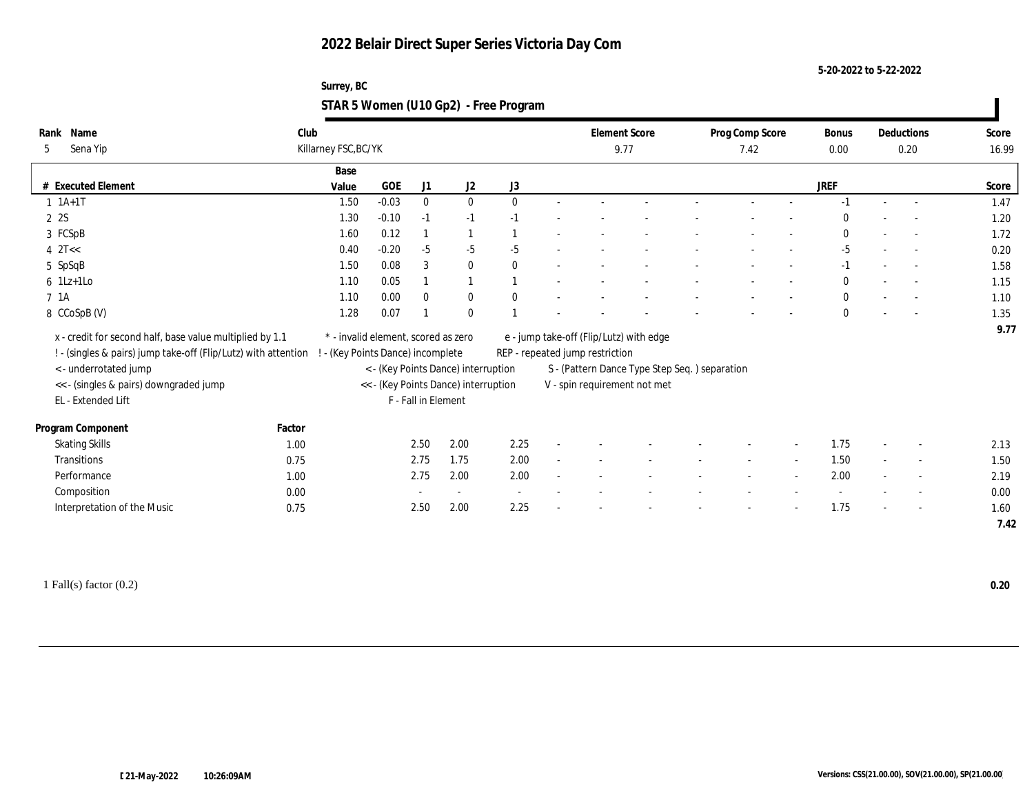# 2022 Belair Direct Super Series Victoria Day Com

5-20-2022 to 5-22-2022

Surrey, BC

## STAR 5 Women (U10 Gp2) - Free Program

| Rank | Name | Club | Element Score | Prog Comp Score | Bonus | Deductions | Score |
|---|---|---|---|---|---|---|---|
| 5 | Sena Yip | Killarney FSC,BC/YK | 9.77 | 7.42 | 0.00 | 0.20 | 16.99 |

| # | Executed Element | Base Value | GOE | J1 | J2 | J3 | | | | | | | JREF | | | Score |
|---|---|---|---|---|---|---|---|---|---|---|---|---|---|---|---|---|
| 1 | 1A+1T | 1.50 | -0.03 | 0 | 0 | 0 | - | - | - | - | - | - | -1 | - | - | 1.47 |
| 2 | 2S | 1.30 | -0.10 | -1 | -1 | -1 | - | - | - | - | - | - | 0 | - | - | 1.20 |
| 3 | FCSpB | 1.60 | 0.12 | 1 | 1 | 1 | - | - | - | - | - | - | 0 | - | - | 1.72 |
| 4 | 2T<< | 0.40 | -0.20 | -5 | -5 | -5 | - | - | - | - | - | - | -5 | - | - | 0.20 |
| 5 | SpSqB | 1.50 | 0.08 | 3 | 0 | 0 | - | - | - | - | - | - | -1 | - | - | 1.58 |
| 6 | 1Lz+1Lo | 1.10 | 0.05 | 1 | 1 | 1 | - | - | - | - | - | - | 0 | - | - | 1.15 |
| 7 | 1A | 1.10 | 0.00 | 0 | 0 | 0 | - | - | - | - | - | - | 0 | - | - | 1.10 |
| 8 | CCoSpB (V) | 1.28 | 0.07 | 1 | 0 | 1 | - | - | - | - | - | - | 0 | - | - | 1.35 |
| | | | | | | | | | | | | | | | | 9.77 |

x - credit for second half, base value multiplied by 1.1
! - (singles & pairs) jump take-off (Flip/Lutz) with attention
< - underrotated jump
<< - (singles & pairs) downgraded jump
EL - Extended Lift
\* - invalid element, scored as zero
! - (Key Points Dance) incomplete
< - (Key Points Dance) interruption
<< - (Key Points Dance) interruption
F - Fall in Element
e - jump take-off (Flip/Lutz) with edge
REP - repeated jump restriction
S - (Pattern Dance Type Step Seq. ) separation
V - spin requirement not met

| Program Component | Factor | J1 | J2 | J3 | | | | | | | JREF | | | Score |
|---|---|---|---|---|---|---|---|---|---|---|---|---|---|---|
| Skating Skills | 1.00 | 2.50 | 2.00 | 2.25 | - | - | - | - | - | - | 1.75 | - | - | 2.13 |
| Transitions | 0.75 | 2.75 | 1.75 | 2.00 | - | - | - | - | - | - | 1.50 | - | - | 1.50 |
| Performance | 1.00 | 2.75 | 2.00 | 2.00 | - | - | - | - | - | - | 2.00 | - | - | 2.19 |
| Composition | 0.00 | - | - | - | - | - | - | - | - | - | - | - | - | 0.00 |
| Interpretation of the Music | 0.75 | 2.50 | 2.00 | 2.25 | - | - | - | - | - | - | 1.75 | - | - | 1.60 |
| | | | | | | | | | | | | | | 7.42 |

1 Fall(s) factor (0.2) **0.20**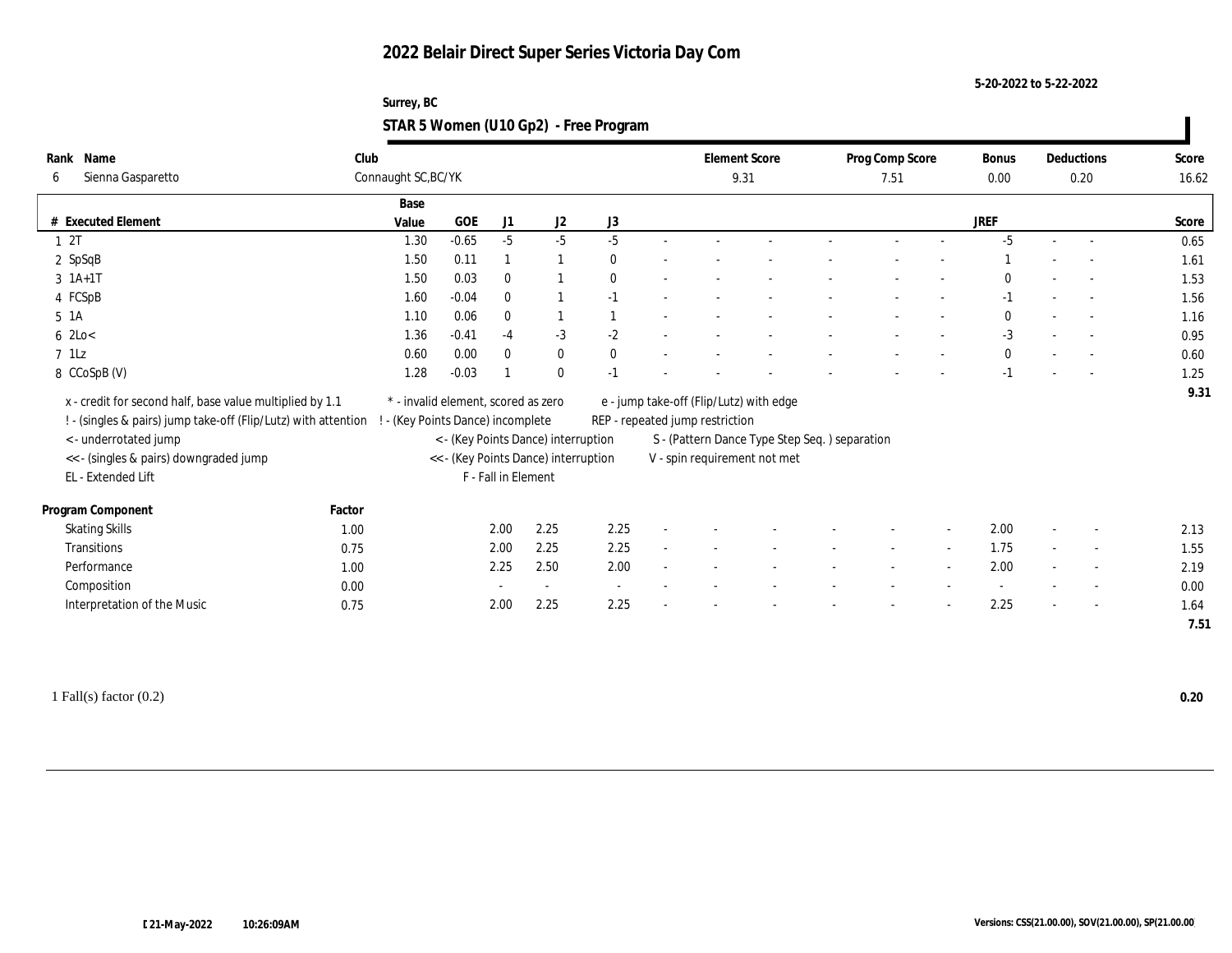# 2022 Belair Direct Super Series Victoria Day Com

5-20-2022 to 5-22-2022

Surrey, BC

## STAR 5 Women (U10 Gp2) - Free Program

| Rank | Name | Club | Element Score | Prog Comp Score | Bonus | Deductions | Score |
|---|---|---|---|---|---|---|---|
| 6 | Sienna Gasparetto | Connaught SC,BC/YK | 9.31 | 7.51 | 0.00 | 0.20 | 16.62 |

| # | Executed Element | Base Value | GOE | J1 | J2 | J3 | | | | | | | | | JREF | | | Score |
|---|---|---|---|---|---|---|---|---|---|---|---|---|---|---|---|---|---|---|
| 1 | 2T | 1.30 | -0.65 | -5 | -5 | -5 | - | - | - | - | - | - | - | - | -5 | - | - | 0.65 |
| 2 | SpSqB | 1.50 | 0.11 | 1 | 1 | 0 | - | - | - | - | - | - | - | - | 1 | - | - | 1.61 |
| 3 | 1A+1T | 1.50 | 0.03 | 0 | 1 | 0 | - | - | - | - | - | - | - | - | 0 | - | - | 1.53 |
| 4 | FCSpB | 1.60 | -0.04 | 0 | 1 | -1 | - | - | - | - | - | - | - | - | -1 | - | - | 1.56 |
| 5 | 1A | 1.10 | 0.06 | 0 | 1 | 1 | - | - | - | - | - | - | - | - | 0 | - | - | 1.16 |
| 6 | 2Lo< | 1.36 | -0.41 | -4 | -3 | -2 | - | - | - | - | - | - | - | - | -3 | - | - | 0.95 |
| 7 | 1Lz | 0.60 | 0.00 | 0 | 0 | 0 | - | - | - | - | - | - | - | - | 0 | - | - | 0.60 |
| 8 | CCoSpB (V) | 1.28 | -0.03 | 1 | 0 | -1 | - | - | - | - | - | - | - | - | -1 | - | - | 1.25 |
| | | | | | | | | | | | | | | | | | | 9.31 |

x - credit for second half, base value multiplied by 1.1
! - (singles & pairs) jump take-off (Flip/Lutz) with attention
< - underrotated jump
<< - (singles & pairs) downgraded jump
EL - Extended Lift
* - invalid element, scored as zero
! - (Key Points Dance) incomplete
< - (Key Points Dance) interruption
<< - (Key Points Dance) interruption
F - Fall in Element
e - jump take-off (Flip/Lutz) with edge
REP - repeated jump restriction
S - (Pattern Dance Type Step Seq. ) separation
V - spin requirement not met

| Program Component | Factor | J1 | J2 | J3 | | | | | | | JREF | | | Score |
|---|---|---|---|---|---|---|---|---|---|---|---|---|---|---|
| Skating Skills | 1.00 | 2.00 | 2.25 | 2.25 | - | - | - | - | - | - | 2.00 | - | - | 2.13 |
| Transitions | 0.75 | 2.00 | 2.25 | 2.25 | - | - | - | - | - | - | 1.75 | - | - | 1.55 |
| Performance | 1.00 | 2.25 | 2.50 | 2.00 | - | - | - | - | - | - | 2.00 | - | - | 2.19 |
| Composition | 0.00 | - | - | - | - | - | - | - | - | - | - | - | - | 0.00 |
| Interpretation of the Music | 0.75 | 2.00 | 2.25 | 2.25 | - | - | - | - | - | - | 2.25 | - | - | 1.64 |
| | | | | | | | | | | | | | | 7.51 |

1 Fall(s) factor (0.2) **0.20**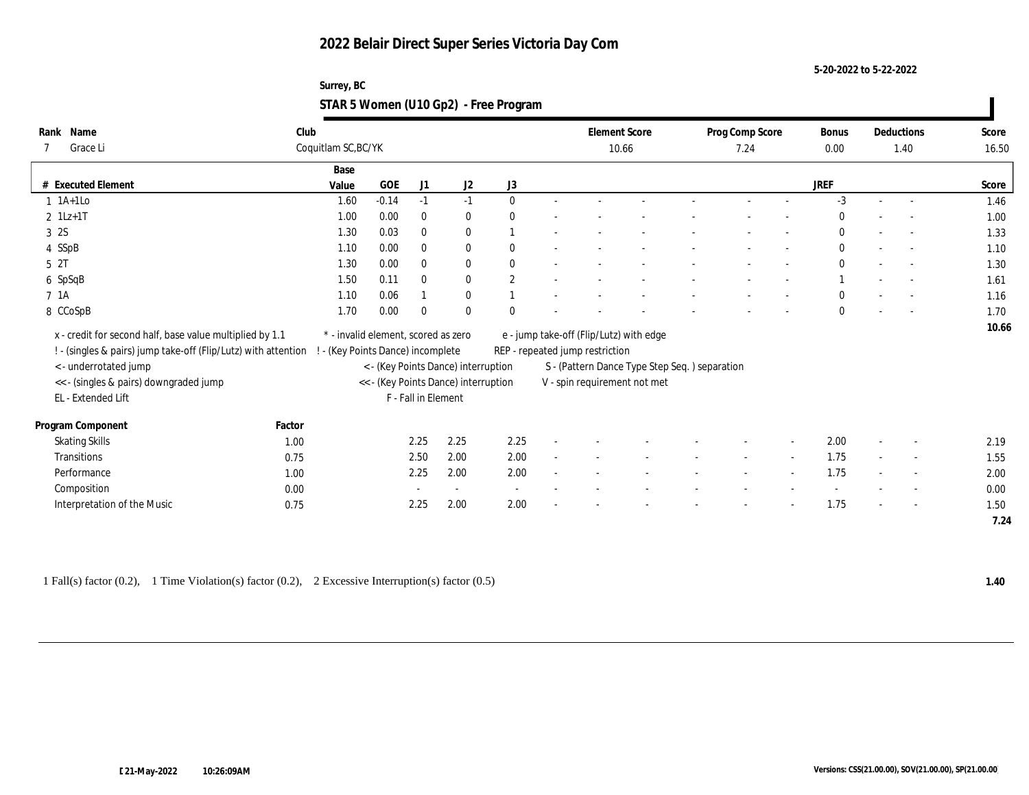# 2022 Belair Direct Super Series Victoria Day Com

5-20-2022 to 5-22-2022

Surrey, BC

## STAR 5 Women (U10 Gp2) - Free Program

| Rank | Name | Club | Element Score | Prog Comp Score | Bonus | Deductions | Score |
|---|---|---|---|---|---|---|---|
| 7 | Grace Li | Coquitlam SC,BC/YK | 10.66 | 7.24 | 0.00 | 1.40 | 16.50 |

| # | Executed Element | Base Value | GOE | J1 | J2 | J3 | | | | | | | | JREF | | | Score |
|---|---|---|---|---|---|---|---|---|---|---|---|---|---|---|---|---|---|
| 1 | 1A+1Lo | 1.60 | -0.14 | -1 | -1 | 0 | - | - | - | - | - | - | - | -3 | - | - | 1.46 |
| 2 | 1Lz+1T | 1.00 | 0.00 | 0 | 0 | 0 | - | - | - | - | - | - | - | 0 | - | - | 1.00 |
| 3 | 2S | 1.30 | 0.03 | 0 | 0 | 1 | - | - | - | - | - | - | - | 0 | - | - | 1.33 |
| 4 | SSpB | 1.10 | 0.00 | 0 | 0 | 0 | - | - | - | - | - | - | - | 0 | - | - | 1.10 |
| 5 | 2T | 1.30 | 0.00 | 0 | 0 | 0 | - | - | - | - | - | - | - | 0 | - | - | 1.30 |
| 6 | SpSqB | 1.50 | 0.11 | 0 | 0 | 2 | - | - | - | - | - | - | - | 1 | - | - | 1.61 |
| 7 | 1A | 1.10 | 0.06 | 1 | 0 | 1 | - | - | - | - | - | - | - | 0 | - | - | 1.16 |
| 8 | CCoSpB | 1.70 | 0.00 | 0 | 0 | 0 | - | - | - | - | - | - | - | 0 | - | - | 1.70 |
| | | | | | | | | | | | | | | | | | 10.66 |

x - credit for second half, base value multiplied by 1.1
! - (singles & pairs) jump take-off (Flip/Lutz) with attention
< - underrotated jump
<< - (singles & pairs) downgraded jump
EL - Extended Lift
\* - invalid element, scored as zero
! - (Key Points Dance) incomplete
< - (Key Points Dance) interruption
<< - (Key Points Dance) interruption
F - Fall in Element
e - jump take-off (Flip/Lutz) with edge
REP - repeated jump restriction
S - (Pattern Dance Type Step Seq. ) separation
V - spin requirement not met

| Program Component | Factor | J1 | J2 | J3 | | | | | | | | JREF | | | Score |
|---|---|---|---|---|---|---|---|---|---|---|---|---|---|---|---|
| Skating Skills | 1.00 | 2.25 | 2.25 | 2.25 | - | - | - | - | - | - | - | 2.00 | - | - | 2.19 |
| Transitions | 0.75 | 2.50 | 2.00 | 2.00 | - | - | - | - | - | - | - | 1.75 | - | - | 1.55 |
| Performance | 1.00 | 2.25 | 2.00 | 2.00 | - | - | - | - | - | - | - | 1.75 | - | - | 2.00 |
| Composition | 0.00 | - | - | - | - | - | - | - | - | - | - | - | - | - | 0.00 |
| Interpretation of the Music | 0.75 | 2.25 | 2.00 | 2.00 | - | - | - | - | - | - | - | 1.75 | - | - | 1.50 |
| | | | | | | | | | | | | | | | 7.24 |

1 Fall(s) factor (0.2), 1 Time Violation(s) factor (0.2), 2 Excessive Interruption(s) factor (0.5) — **1.40**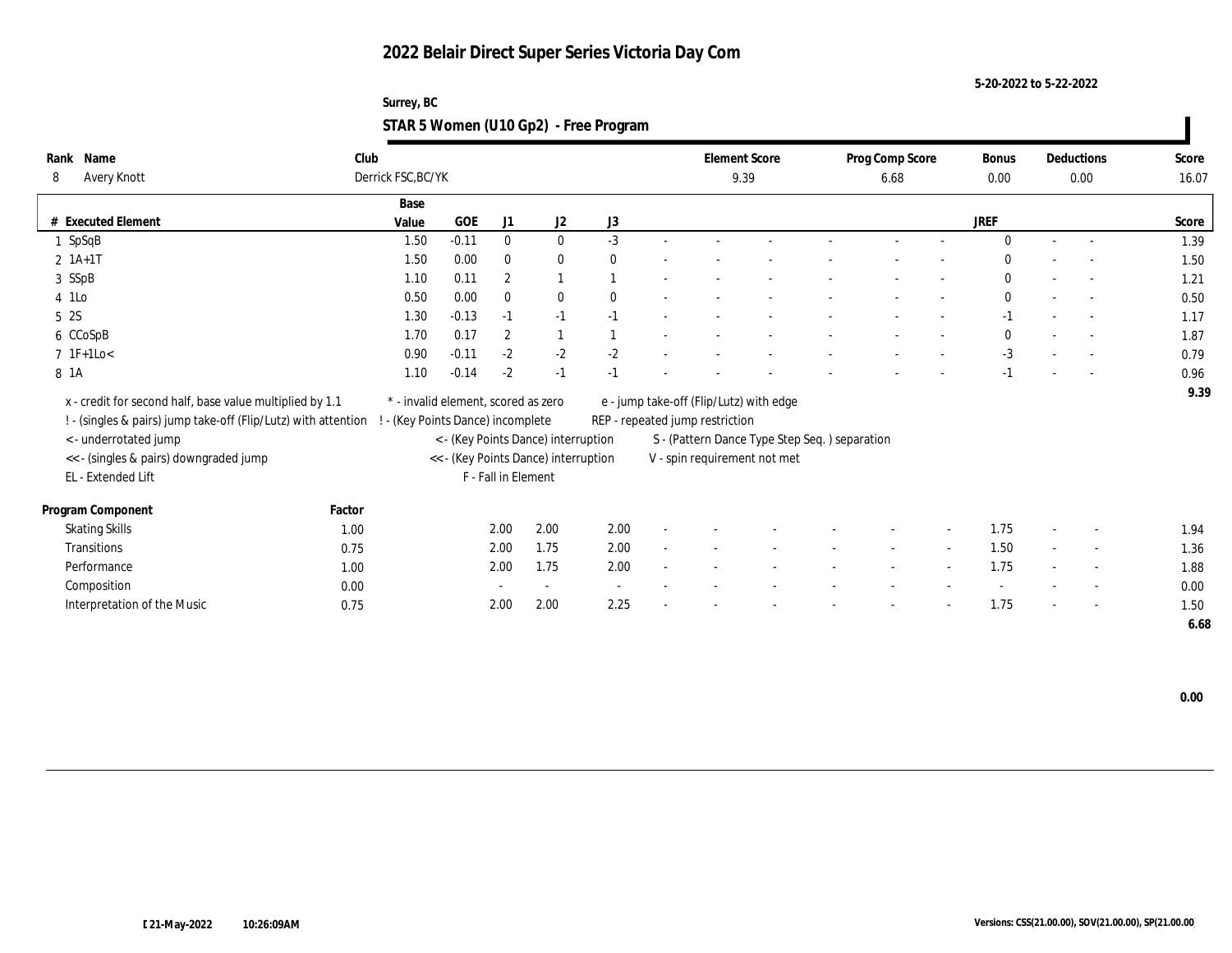# 2022 Belair Direct Super Series Victoria Day Com

5-20-2022 to 5-22-2022

Surrey, BC

## STAR 5 Women (U10 Gp2) - Free Program

| Rank | Name | Club | Element Score | Prog Comp Score | Bonus | Deductions | Score |
|---|---|---|---|---|---|---|---|
| 8 | Avery Knott | Derrick FSC,BC/YK | 9.39 | 6.68 | 0.00 | 0.00 | 16.07 |

| # | Executed Element | Base Value | GOE | J1 | J2 | J3 | | | | | | | | JREF | | | Score |
|---|---|---|---|---|---|---|---|---|---|---|---|---|---|---|---|---|---|
| 1 | SpSqB | 1.50 | -0.11 | 0 | 0 | -3 | - | - | - | - | - | - | - | 0 | - | - | 1.39 |
| 2 | 1A+1T | 1.50 | 0.00 | 0 | 0 | 0 | - | - | - | - | - | - | - | 0 | - | - | 1.50 |
| 3 | SSpB | 1.10 | 0.11 | 2 | 1 | 1 | - | - | - | - | - | - | - | 0 | - | - | 1.21 |
| 4 | 1Lo | 0.50 | 0.00 | 0 | 0 | 0 | - | - | - | - | - | - | - | 0 | - | - | 0.50 |
| 5 | 2S | 1.30 | -0.13 | -1 | -1 | -1 | - | - | - | - | - | - | - | -1 | - | - | 1.17 |
| 6 | CCoSpB | 1.70 | 0.17 | 2 | 1 | 1 | - | - | - | - | - | - | - | 0 | - | - | 1.87 |
| 7 | 1F+1Lo< | 0.90 | -0.11 | -2 | -2 | -2 | - | - | - | - | - | - | - | -3 | - | - | 0.79 |
| 8 | 1A | 1.10 | -0.14 | -2 | -1 | -1 | - | - | - | - | - | - | - | -1 | - | - | 0.96 |
| | | | | | | | | | | | | | | | | | 9.39 |

x - credit for second half, base value multiplied by 1.1
! - (singles & pairs) jump take-off (Flip/Lutz) with attention
< - underrotated jump
<< - (singles & pairs) downgraded jump
EL - Extended Lift
\* - invalid element, scored as zero
! - (Key Points Dance) incomplete
< - (Key Points Dance) interruption
<< - (Key Points Dance) interruption
F - Fall in Element
e - jump take-off (Flip/Lutz) with edge
REP - repeated jump restriction
S - (Pattern Dance Type Step Seq. ) separation
V - spin requirement not met

| Program Component | Factor | J1 | J2 | J3 | | | | | | | | JREF | | | Score |
|---|---|---|---|---|---|---|---|---|---|---|---|---|---|---|---|
| Skating Skills | 1.00 | 2.00 | 2.00 | 2.00 | - | - | - | - | - | - | - | 1.75 | - | - | 1.94 |
| Transitions | 0.75 | 2.00 | 1.75 | 2.00 | - | - | - | - | - | - | - | 1.50 | - | - | 1.36 |
| Performance | 1.00 | 2.00 | 1.75 | 2.00 | - | - | - | - | - | - | - | 1.75 | - | - | 1.88 |
| Composition | 0.00 | - | - | - | - | - | - | - | - | - | - | - | - | - | 0.00 |
| Interpretation of the Music | 0.75 | 2.00 | 2.00 | 2.25 | - | - | - | - | - | - | - | 1.75 | - | - | 1.50 |
| | | | | | | | | | | | | | | | 6.68 |

0.00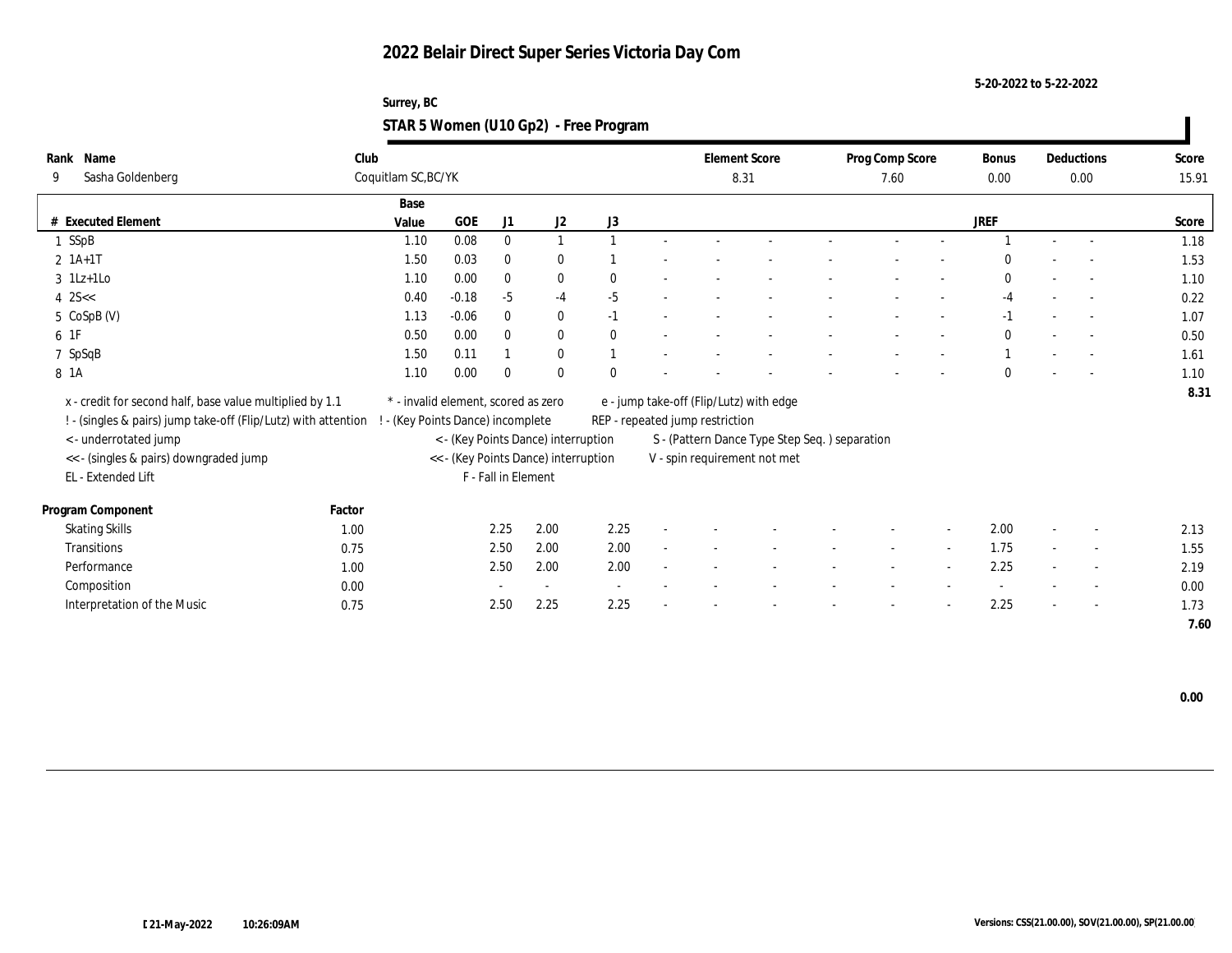# 2022 Belair Direct Super Series Victoria Day Com

5-20-2022 to 5-22-2022

Surrey, BC

## STAR 5 Women (U10 Gp2) - Free Program

| Rank | Name | Club | Element Score | Prog Comp Score | Bonus | Deductions | Score |
|---|---|---|---|---|---|---|---|
| 9 | Sasha Goldenberg | Coquitlam SC,BC/YK | 8.31 | 7.60 | 0.00 | 0.00 | 15.91 |

| # | Executed Element | Base Value | GOE | J1 | J2 | J3 | | | | | | | | | JREF | | | Score |
|---|---|---|---|---|---|---|---|---|---|---|---|---|---|---|---|---|---|---|
| 1 | SSpB | 1.10 | 0.08 | 0 | 1 | 1 | - | - | - | - | - | - | - | - | 1 | - | - | 1.18 |
| 2 | 1A+1T | 1.50 | 0.03 | 0 | 0 | 1 | - | - | - | - | - | - | - | - | 0 | - | - | 1.53 |
| 3 | 1Lz+1Lo | 1.10 | 0.00 | 0 | 0 | 0 | - | - | - | - | - | - | - | - | 0 | - | - | 1.10 |
| 4 | 2S<< | 0.40 | -0.18 | -5 | -4 | -5 | - | - | - | - | - | - | - | - | -4 | - | - | 0.22 |
| 5 | CoSpB (V) | 1.13 | -0.06 | 0 | 0 | -1 | - | - | - | - | - | - | - | - | -1 | - | - | 1.07 |
| 6 | 1F | 0.50 | 0.00 | 0 | 0 | 0 | - | - | - | - | - | - | - | - | 0 | - | - | 0.50 |
| 7 | SpSqB | 1.50 | 0.11 | 1 | 0 | 1 | - | - | - | - | - | - | - | - | 1 | - | - | 1.61 |
| 8 | 1A | 1.10 | 0.00 | 0 | 0 | 0 | - | - | - | - | - | - | - | - | 0 | - | - | 1.10 |
| | | | | | | | | | | | | | | | | | | 8.31 |

x - credit for second half, base value multiplied by 1.1
! - (singles & pairs) jump take-off (Flip/Lutz) with attention
< - underrotated jump
<< - (singles & pairs) downgraded jump
EL - Extended Lift
* - invalid element, scored as zero
! - (Key Points Dance) incomplete
< - (Key Points Dance) interruption
<< - (Key Points Dance) interruption
F - Fall in Element
e - jump take-off (Flip/Lutz) with edge
REP - repeated jump restriction
S - (Pattern Dance Type Step Seq. ) separation
V - spin requirement not met

| Program Component | Factor | J1 | J2 | J3 | | | | | | | | | JREF | | | Score |
|---|---|---|---|---|---|---|---|---|---|---|---|---|---|---|---|---|
| Skating Skills | 1.00 | 2.25 | 2.00 | 2.25 | - | - | - | - | - | - | - | - | 2.00 | - | - | 2.13 |
| Transitions | 0.75 | 2.50 | 2.00 | 2.00 | - | - | - | - | - | - | - | - | 1.75 | - | - | 1.55 |
| Performance | 1.00 | 2.50 | 2.00 | 2.00 | - | - | - | - | - | - | - | - | 2.25 | - | - | 2.19 |
| Composition | 0.00 | - | - | - | - | - | - | - | - | - | - | - | - | - | - | 0.00 |
| Interpretation of the Music | 0.75 | 2.50 | 2.25 | 2.25 | - | - | - | - | - | - | - | - | 2.25 | - | - | 1.73 |
| | | | | | | | | | | | | | | | | 7.60 |

0.00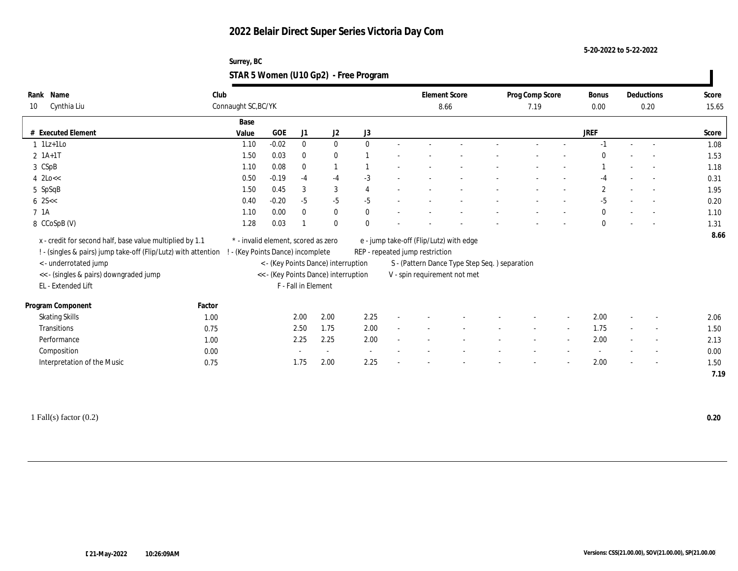# 2022 Belair Direct Super Series Victoria Day Com

5-20-2022 to 5-22-2022

Surrey, BC

## STAR 5 Women (U10 Gp2) - Free Program

| Rank | Name | Club | Element Score | Prog Comp Score | Bonus | Deductions | Score |
|---|---|---|---|---|---|---|---|
| 10 | Cynthia Liu | Connaught SC,BC/YK | 8.66 | 7.19 | 0.00 | 0.20 | 15.65 |

| # | Executed Element | Base Value | GOE | J1 | J2 | J3 | | | | | | | | JREF | | | Score |
|---|---|---|---|---|---|---|---|---|---|---|---|---|---|---|---|---|---|
| 1 | 1Lz+1Lo | 1.10 | -0.02 | 0 | 0 | 0 | - | - | - | - | - | - | - | -1 | - | - | 1.08 |
| 2 | 1A+1T | 1.50 | 0.03 | 0 | 0 | 1 | - | - | - | - | - | - | - | 0 | - | - | 1.53 |
| 3 | CSpB | 1.10 | 0.08 | 0 | 1 | 1 | - | - | - | - | - | - | - | 1 | - | - | 1.18 |
| 4 | 2Lo<< | 0.50 | -0.19 | -4 | -4 | -3 | - | - | - | - | - | - | - | -4 | - | - | 0.31 |
| 5 | SpSqB | 1.50 | 0.45 | 3 | 3 | 4 | - | - | - | - | - | - | - | 2 | - | - | 1.95 |
| 6 | 2S<< | 0.40 | -0.20 | -5 | -5 | -5 | - | - | - | - | - | - | - | -5 | - | - | 0.20 |
| 7 | 1A | 1.10 | 0.00 | 0 | 0 | 0 | - | - | - | - | - | - | - | 0 | - | - | 1.10 |
| 8 | CCoSpB (V) | 1.28 | 0.03 | 1 | 0 | 0 | - | - | - | - | - | - | - | 0 | - | - | 1.31 |
| | | | | | | | | | | | | | | | | | 8.66 |

x - credit for second half, base value multiplied by 1.1
! - (singles & pairs) jump take-off (Flip/Lutz) with attention
< - underrotated jump
<< - (singles & pairs) downgraded jump
EL - Extended Lift
* - invalid element, scored as zero
! - (Key Points Dance) incomplete
< - (Key Points Dance) interruption
<< - (Key Points Dance) interruption
F - Fall in Element
e - jump take-off (Flip/Lutz) with edge
REP - repeated jump restriction
S - (Pattern Dance Type Step Seq. ) separation
V - spin requirement not met

| Program Component | Factor | J1 | J2 | J3 | | | | | | | JREF | | | Score |
|---|---|---|---|---|---|---|---|---|---|---|---|---|---|---|
| Skating Skills | 1.00 | 2.00 | 2.00 | 2.25 | - | - | - | - | - | - | 2.00 | - | - | 2.06 |
| Transitions | 0.75 | 2.50 | 1.75 | 2.00 | - | - | - | - | - | - | 1.75 | - | - | 1.50 |
| Performance | 1.00 | 2.25 | 2.25 | 2.00 | - | - | - | - | - | - | 2.00 | - | - | 2.13 |
| Composition | 0.00 | - | - | - | - | - | - | - | - | - | - | - | - | 0.00 |
| Interpretation of the Music | 0.75 | 1.75 | 2.00 | 2.25 | - | - | - | - | - | - | 2.00 | - | - | 1.50 |
| | | | | | | | | | | | | | | 7.19 |

1 Fall(s) factor (0.2) **0.20**

21-May-2022 10:26:09AM

Versions: CSS(21.00.00), SOV(21.00.00), SP(21.00.00)